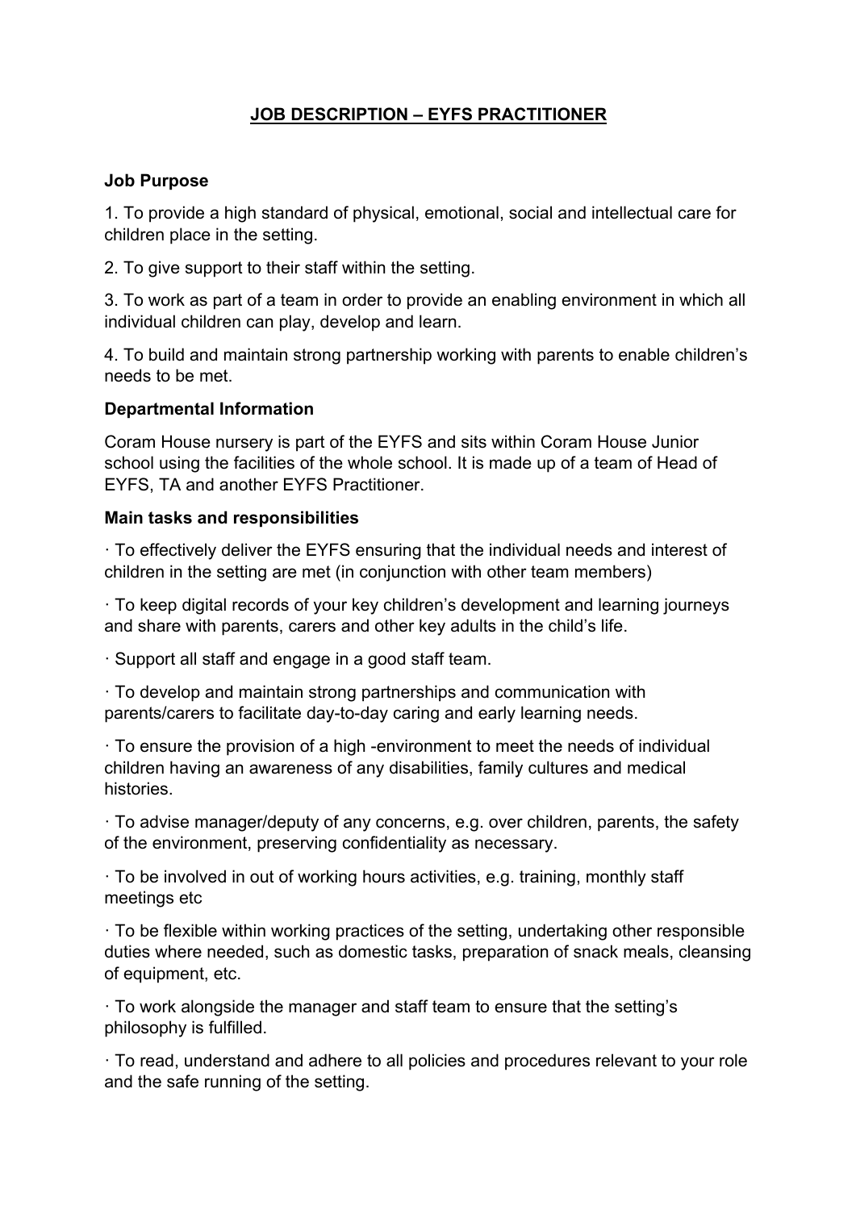# JOB DESCRIPTION – EYFS PRACTITIONER

**Job Purpose**

1. To provide a high standard of physical, emotional, social and intellectual care for children place in the setting.

2. To give support to their staff within the setting.

3. To work as part of a team in order to provide an enabling environment in which all individual children can play, develop and learn.

4. To build and maintain strong partnership working with parents to enable children's needs to be met.

**Departmental Information**

Coram House nursery is part of the EYFS and sits within Coram House Junior school using the facilities of the whole school. It is made up of a team of Head of EYFS, TA and another EYFS Practitioner.

**Main tasks and responsibilities**

· To effectively deliver the EYFS ensuring that the individual needs and interest of children in the setting are met (in conjunction with other team members)

· To keep digital records of your key children's development and learning journeys and share with parents, carers and other key adults in the child's life.

· Support all staff and engage in a good staff team.

· To develop and maintain strong partnerships and communication with parents/carers to facilitate day-to-day caring and early learning needs.

· To ensure the provision of a high -environment to meet the needs of individual children having an awareness of any disabilities, family cultures and medical histories.

· To advise manager/deputy of any concerns, e.g. over children, parents, the safety of the environment, preserving confidentiality as necessary.

· To be involved in out of working hours activities, e.g. training, monthly staff meetings etc

· To be flexible within working practices of the setting, undertaking other responsible duties where needed, such as domestic tasks, preparation of snack meals, cleansing of equipment, etc.

· To work alongside the manager and staff team to ensure that the setting's philosophy is fulfilled.

· To read, understand and adhere to all policies and procedures relevant to your role and the safe running of the setting.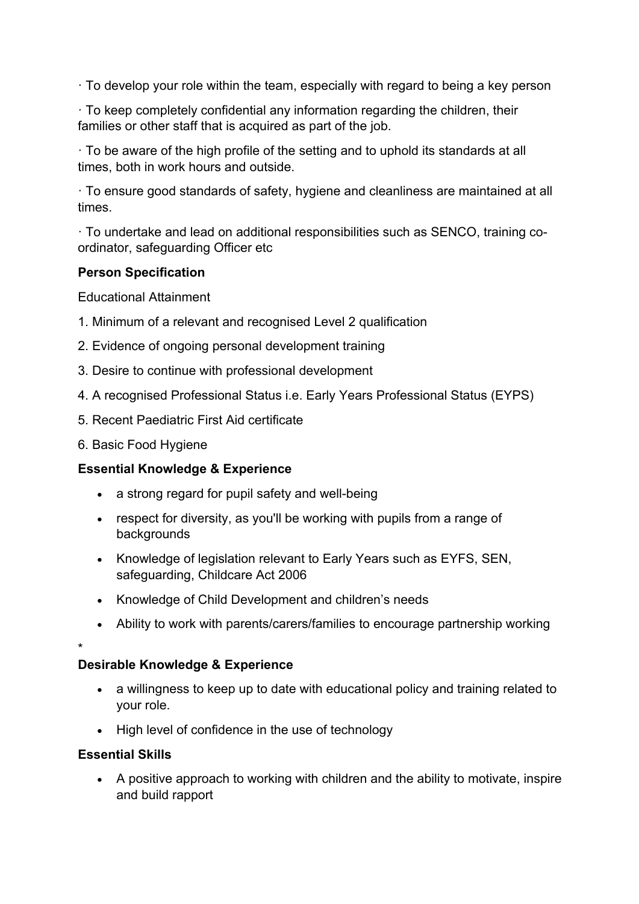· To develop your role within the team, especially with regard to being a key person

· To keep completely confidential any information regarding the children, their families or other staff that is acquired as part of the job.

· To be aware of the high profile of the setting and to uphold its standards at all times, both in work hours and outside.

· To ensure good standards of safety, hygiene and cleanliness are maintained at all times.

· To undertake and lead on additional responsibilities such as SENCO, training co-ordinator, safeguarding Officer etc

**Person Specification**

Educational Attainment

1. Minimum of a relevant and recognised Level 2 qualification
2. Evidence of ongoing personal development training
3. Desire to continue with professional development
4. A recognised Professional Status i.e. Early Years Professional Status (EYPS)
5. Recent Paediatric First Aid certificate
6. Basic Food Hygiene

**Essential Knowledge & Experience**

- a strong regard for pupil safety and well-being
- respect for diversity, as you'll be working with pupils from a range of backgrounds
- Knowledge of legislation relevant to Early Years such as EYFS, SEN, safeguarding, Childcare Act 2006
- Knowledge of Child Development and children's needs
- Ability to work with parents/carers/families to encourage partnership working

*

**Desirable Knowledge & Experience**

- a willingness to keep up to date with educational policy and training related to your role.
- High level of confidence in the use of technology

**Essential Skills**

- A positive approach to working with children and the ability to motivate, inspire and build rapport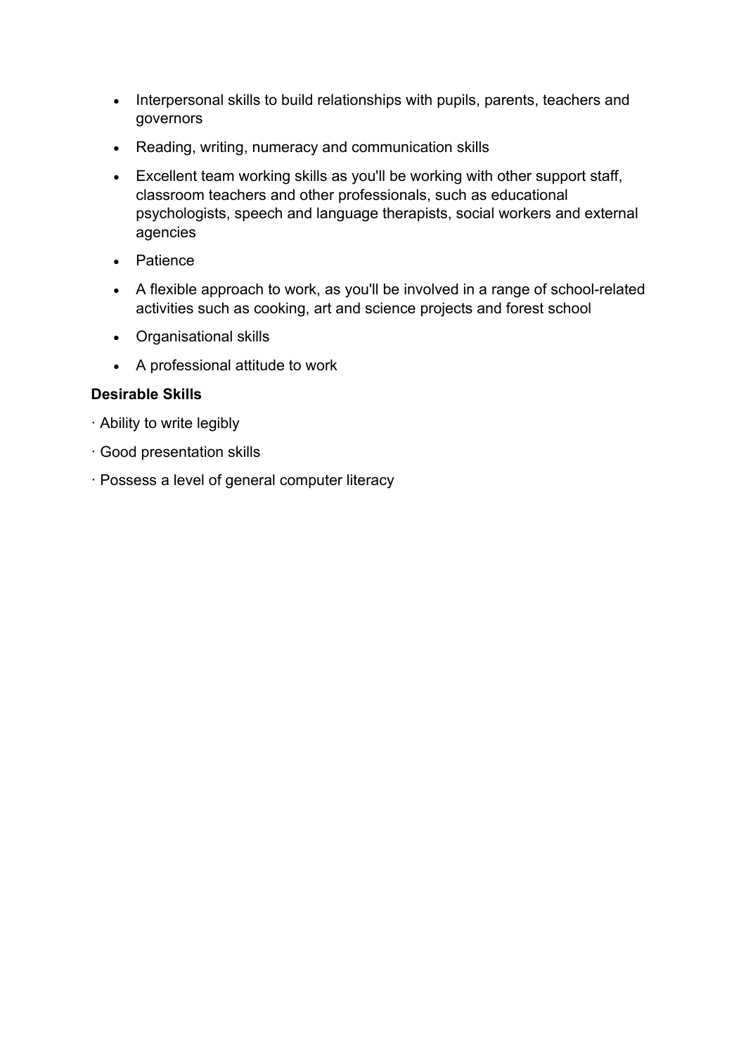- Interpersonal skills to build relationships with pupils, parents, teachers and governors
- Reading, writing, numeracy and communication skills
- Excellent team working skills as you'll be working with other support staff, classroom teachers and other professionals, such as educational psychologists, speech and language therapists, social workers and external agencies
- Patience
- A flexible approach to work, as you'll be involved in a range of school-related activities such as cooking, art and science projects and forest school
- Organisational skills
- A professional attitude to work

**Desirable Skills**

· Ability to write legibly

· Good presentation skills

· Possess a level of general computer literacy